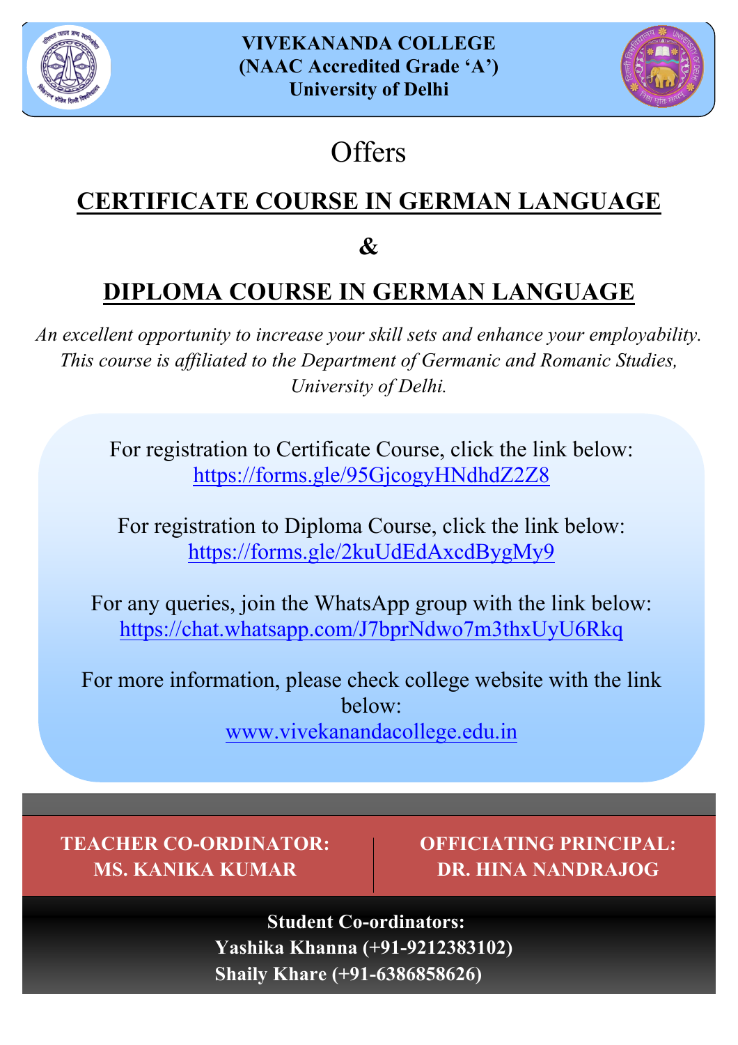**VIVEKANANDA COLLEGE**
**(NAAC Accredited Grade 'A')**
**University of Delhi**

Offers

# CERTIFICATE COURSE IN GERMAN LANGUAGE

**&**

# DIPLOMA COURSE IN GERMAN LANGUAGE

*An excellent opportunity to increase your skill sets and enhance your employability. This course is affiliated to the Department of Germanic and Romanic Studies, University of Delhi.*

For registration to Certificate Course, click the link below:
https://forms.gle/95GjcogyHNdhdZ2Z8

For registration to Diploma Course, click the link below:
https://forms.gle/2kuUdEdAxcdBygMy9

For any queries, join the WhatsApp group with the link below:
https://chat.whatsapp.com/J7bprNdwo7m3thxUyU6Rkq

For more information, please check college website with the link below:
www.vivekanandacollege.edu.in

**TEACHER CO-ORDINATOR:**
**MS. KANIKA KUMAR**

**OFFICIATING PRINCIPAL:**
**DR. HINA NANDRAJOG**

**Student Co-ordinators:**
**Yashika Khanna (+91-9212383102)**
**Shaily Khare (+91-6386858626)**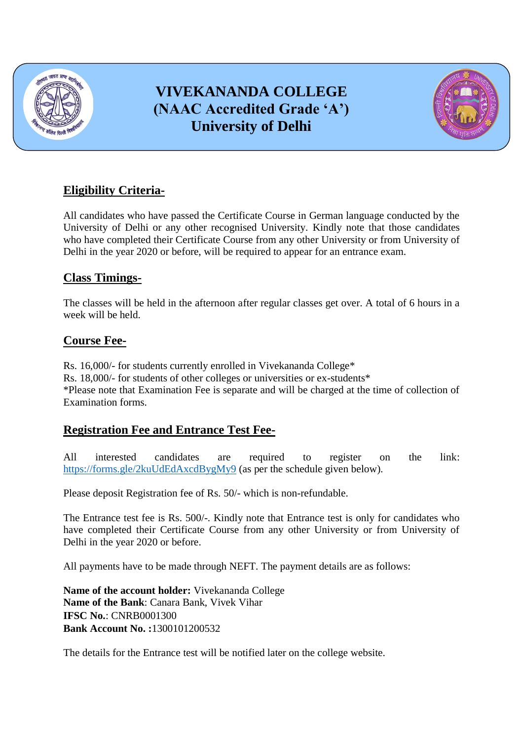# VIVEKANANDA COLLEGE
## (NAAC Accredited Grade 'A')
## University of Delhi

## Eligibility Criteria-

All candidates who have passed the Certificate Course in German language conducted by the University of Delhi or any other recognised University. Kindly note that those candidates who have completed their Certificate Course from any other University or from University of Delhi in the year 2020 or before, will be required to appear for an entrance exam.

## Class Timings-

The classes will be held in the afternoon after regular classes get over. A total of 6 hours in a week will be held.

## Course Fee-

Rs. 16,000/- for students currently enrolled in Vivekananda College*
Rs. 18,000/- for students of other colleges or universities or ex-students*
*Please note that Examination Fee is separate and will be charged at the time of collection of Examination forms.

## Registration Fee and Entrance Test Fee-

All interested candidates are required to register on the link: https://forms.gle/2kuUdEdAxcdBygMy9 (as per the schedule given below).

Please deposit Registration fee of Rs. 50/- which is non-refundable.

The Entrance test fee is Rs. 500/-. Kindly note that Entrance test is only for candidates who have completed their Certificate Course from any other University or from University of Delhi in the year 2020 or before.

All payments have to be made through NEFT. The payment details are as follows:

**Name of the account holder:** Vivekananda College
**Name of the Bank**: Canara Bank, Vivek Vihar
**IFSC No.**: CNRB0001300
**Bank Account No. :**1300101200532

The details for the Entrance test will be notified later on the college website.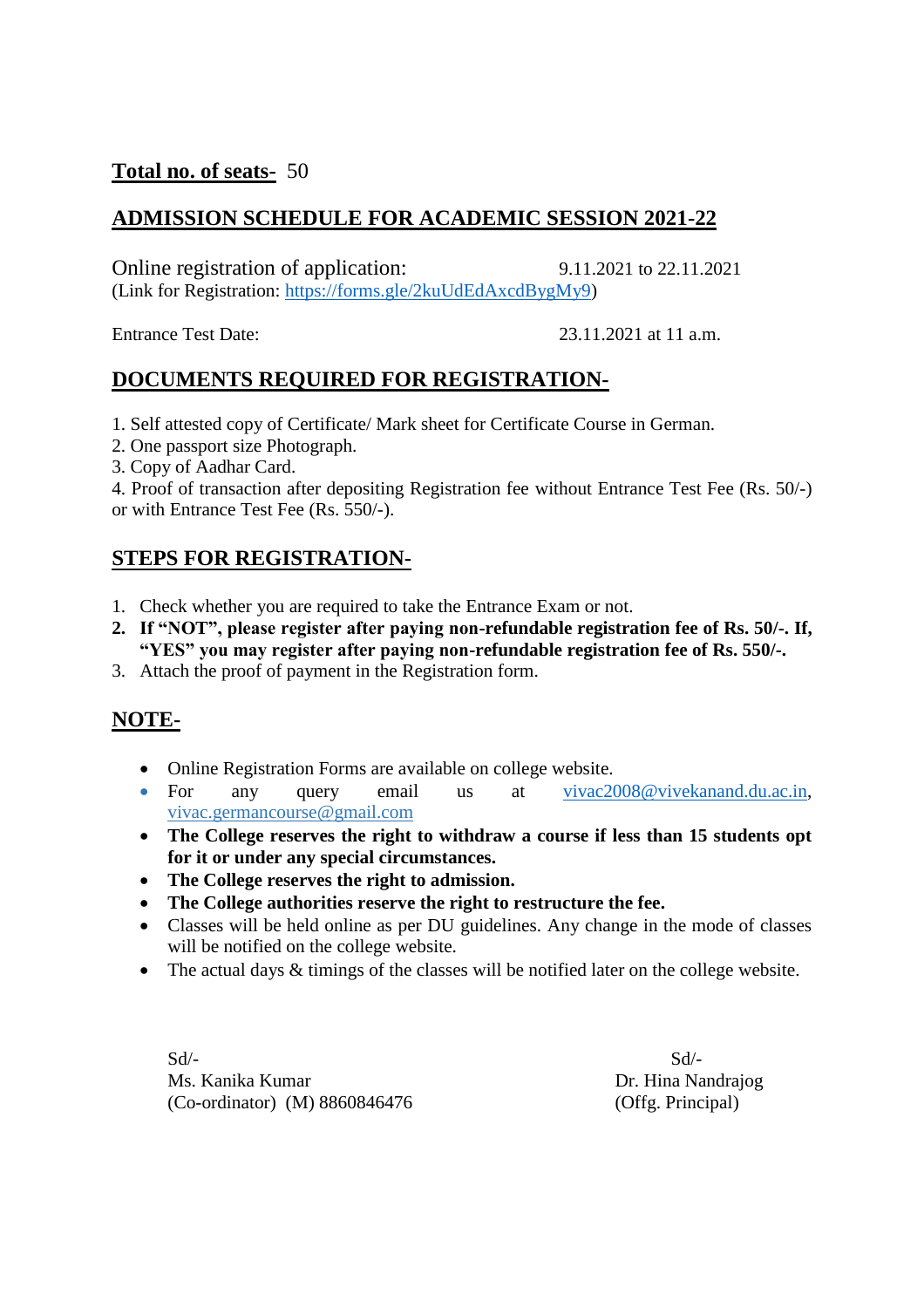**Total no. of seats-** 50

## ADMISSION SCHEDULE FOR ACADEMIC SESSION 2021-22

Online registration of application: 9.11.2021 to 22.11.2021
(Link for Registration: https://forms.gle/2kuUdEdAxcdBygMy9)

Entrance Test Date: 23.11.2021 at 11 a.m.

## DOCUMENTS REQUIRED FOR REGISTRATION-

1. Self attested copy of Certificate/ Mark sheet for Certificate Course in German.
2. One passport size Photograph.
3. Copy of Aadhar Card.
4. Proof of transaction after depositing Registration fee without Entrance Test Fee (Rs. 50/-) or with Entrance Test Fee (Rs. 550/-).

## STEPS FOR REGISTRATION-

1. Check whether you are required to take the Entrance Exam or not.
2. **If "NOT", please register after paying non-refundable registration fee of Rs. 50/-. If, "YES" you may register after paying non-refundable registration fee of Rs. 550/-.**
3. Attach the proof of payment in the Registration form.

## NOTE-

- Online Registration Forms are available on college website.
- For any query email us at vivac2008@vivekanand.du.ac.in, vivac.germancourse@gmail.com
- **The College reserves the right to withdraw a course if less than 15 students opt for it or under any special circumstances.**
- **The College reserves the right to admission.**
- **The College authorities reserve the right to restructure the fee.**
- Classes will be held online as per DU guidelines. Any change in the mode of classes will be notified on the college website.
- The actual days & timings of the classes will be notified later on the college website.

Sd/-
Ms. Kanika Kumar
(Co-ordinator) (M) 8860846476

Sd/-
Dr. Hina Nandrajog
(Offg. Principal)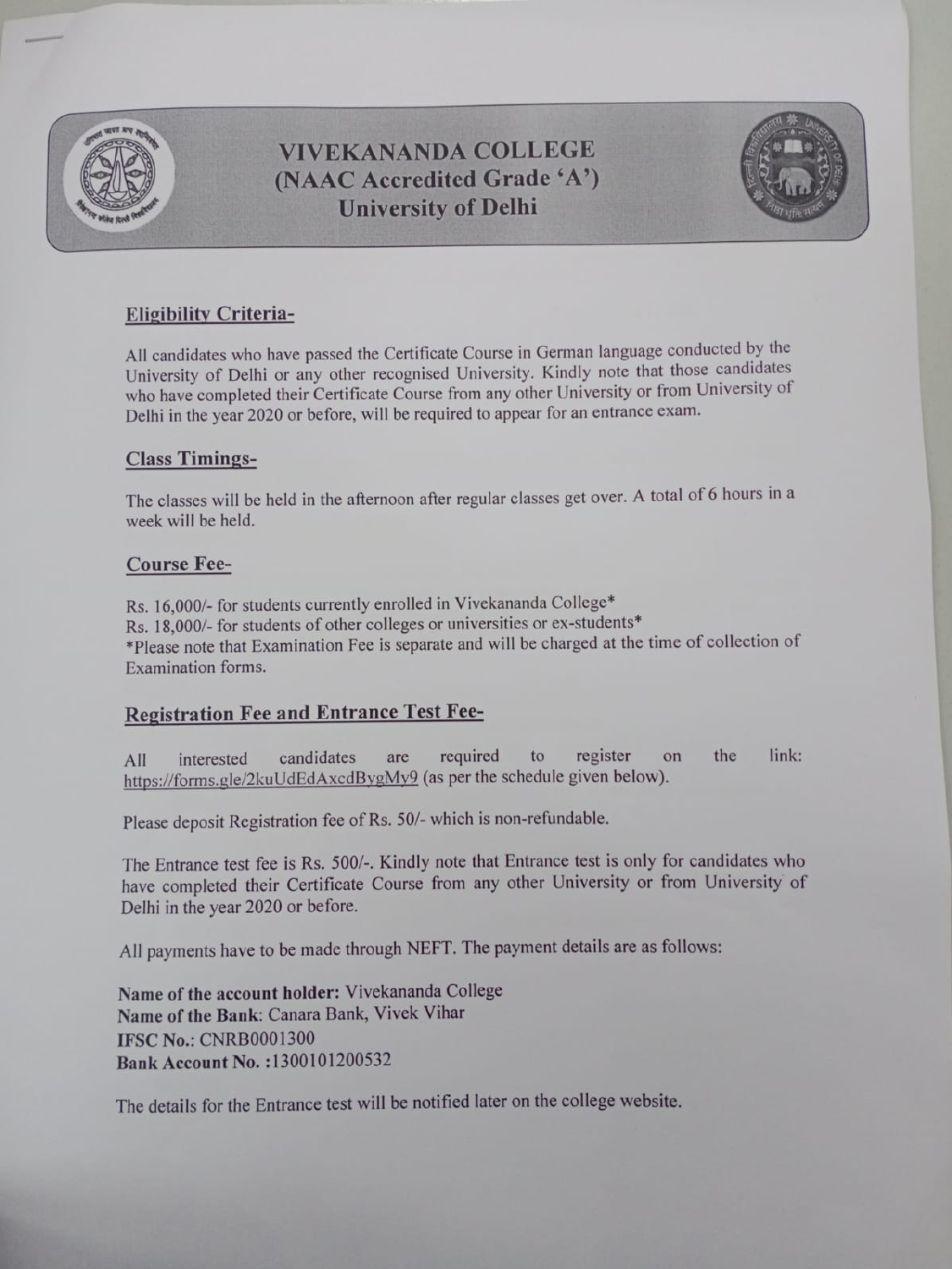# VIVEKANANDA COLLEGE
## (NAAC Accredited Grade 'A')
## University of Delhi

### Eligibility Criteria-

All candidates who have passed the Certificate Course in German language conducted by the University of Delhi or any other recognised University. Kindly note that those candidates who have completed their Certificate Course from any other University or from University of Delhi in the year 2020 or before, will be required to appear for an entrance exam.

### Class Timings-

The classes will be held in the afternoon after regular classes get over. A total of 6 hours in a week will be held.

### Course Fee-

Rs. 16,000/- for students currently enrolled in Vivekananda College*
Rs. 18,000/- for students of other colleges or universities or ex-students*
*Please note that Examination Fee is separate and will be charged at the time of collection of Examination forms.

### Registration Fee and Entrance Test Fee-

All interested candidates are required to register on the link: https://forms.gle/2kuUdEdAxcdBygMy9 (as per the schedule given below).

Please deposit Registration fee of Rs. 50/- which is non-refundable.

The Entrance test fee is Rs. 500/-. Kindly note that Entrance test is only for candidates who have completed their Certificate Course from any other University or from University of Delhi in the year 2020 or before.

All payments have to be made through NEFT. The payment details are as follows:

**Name of the account holder:** Vivekananda College
**Name of the Bank**: Canara Bank, Vivek Vihar
**IFSC No.**: CNRB0001300
**Bank Account No.** :1300101200532

The details for the Entrance test will be notified later on the college website.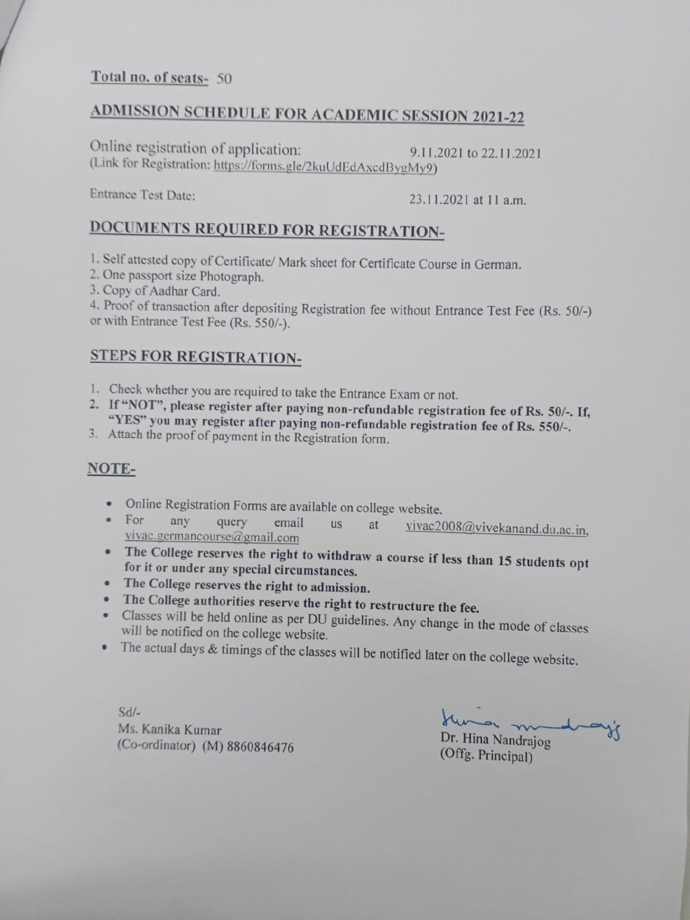**Total no. of seats-** 50

## ADMISSION SCHEDULE FOR ACADEMIC SESSION 2021-22

Online registration of application: 9.11.2021 to 22.11.2021
(Link for Registration: https://forms.gle/2kuUdEdAxcdBygMy9)

Entrance Test Date: 23.11.2021 at 11 a.m.

## DOCUMENTS REQUIRED FOR REGISTRATION-

1. Self attested copy of Certificate/ Mark sheet for Certificate Course in German.
2. One passport size Photograph.
3. Copy of Aadhar Card.
4. Proof of transaction after depositing Registration fee without Entrance Test Fee (Rs. 50/-) or with Entrance Test Fee (Rs. 550/-).

## STEPS FOR REGISTRATION-

1. Check whether you are required to take the Entrance Exam or not.
2. **If "NOT", please register after paying non-refundable registration fee of Rs. 50/-. If, "YES" you may register after paying non-refundable registration fee of Rs. 550/-.**
3. Attach the proof of payment in the Registration form.

## NOTE-

- Online Registration Forms are available on college website.
- For any query email us at vivac2008@vivekanand.du.ac.in, vivac.germancourse@gmail.com
- **The College reserves the right to withdraw a course if less than 15 students opt for it or under any special circumstances.**
- **The College reserves the right to admission.**
- **The College authorities reserve the right to restructure the fee.**
- Classes will be held online as per DU guidelines. Any change in the mode of classes will be notified on the college website.
- The actual days & timings of the classes will be notified later on the college website.

Sd/-
Ms. Kanika Kumar
(Co-ordinator) (M) 8860846476

Dr. Hina Nandrajog
(Offg. Principal)